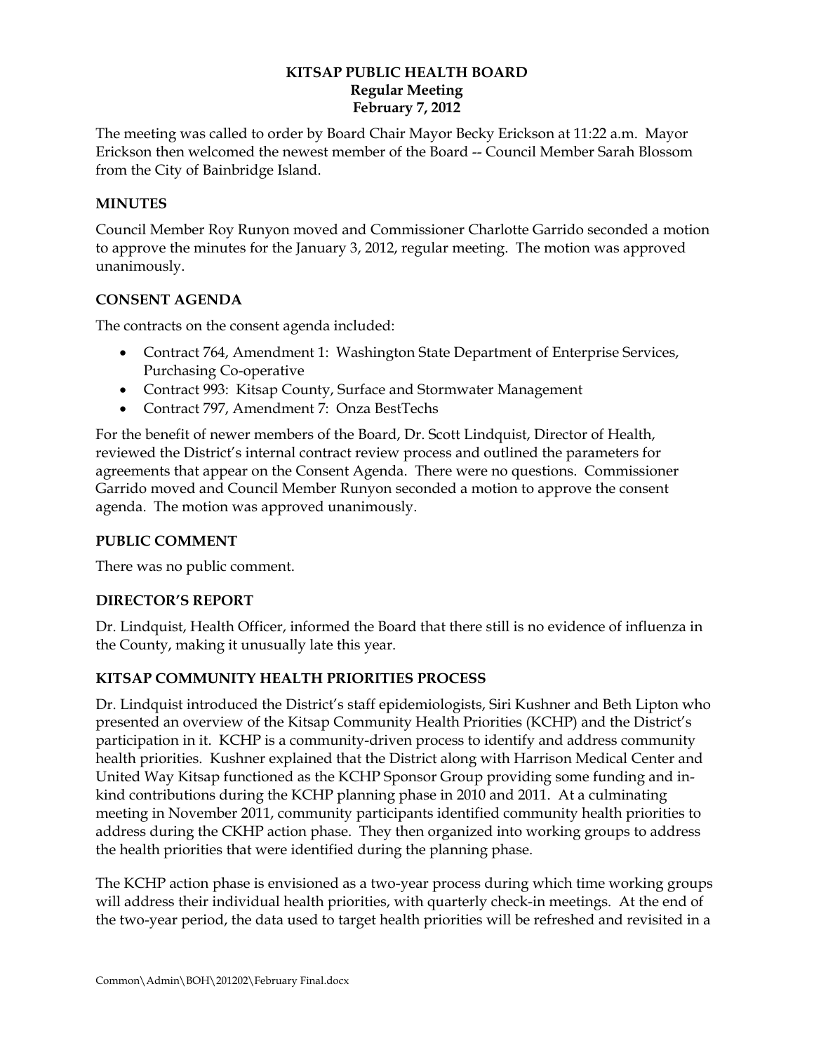**KITSAP PUBLIC HEALTH BOARD**
**Regular Meeting**
**February 7, 2012**

The meeting was called to order by Board Chair Mayor Becky Erickson at 11:22 a.m. Mayor Erickson then welcomed the newest member of the Board -- Council Member Sarah Blossom from the City of Bainbridge Island.

## MINUTES

Council Member Roy Runyon moved and Commissioner Charlotte Garrido seconded a motion to approve the minutes for the January 3, 2012, regular meeting. The motion was approved unanimously.

## CONSENT AGENDA

The contracts on the consent agenda included:

- Contract 764, Amendment 1: Washington State Department of Enterprise Services, Purchasing Co-operative
- Contract 993: Kitsap County, Surface and Stormwater Management
- Contract 797, Amendment 7: Onza BestTechs

For the benefit of newer members of the Board, Dr. Scott Lindquist, Director of Health, reviewed the District's internal contract review process and outlined the parameters for agreements that appear on the Consent Agenda. There were no questions. Commissioner Garrido moved and Council Member Runyon seconded a motion to approve the consent agenda. The motion was approved unanimously.

## PUBLIC COMMENT

There was no public comment.

## DIRECTOR'S REPORT

Dr. Lindquist, Health Officer, informed the Board that there still is no evidence of influenza in the County, making it unusually late this year.

## KITSAP COMMUNITY HEALTH PRIORITIES PROCESS

Dr. Lindquist introduced the District's staff epidemiologists, Siri Kushner and Beth Lipton who presented an overview of the Kitsap Community Health Priorities (KCHP) and the District's participation in it. KCHP is a community-driven process to identify and address community health priorities. Kushner explained that the District along with Harrison Medical Center and United Way Kitsap functioned as the KCHP Sponsor Group providing some funding and in-kind contributions during the KCHP planning phase in 2010 and 2011. At a culminating meeting in November 2011, community participants identified community health priorities to address during the CKHP action phase. They then organized into working groups to address the health priorities that were identified during the planning phase.

The KCHP action phase is envisioned as a two-year process during which time working groups will address their individual health priorities, with quarterly check-in meetings. At the end of the two-year period, the data used to target health priorities will be refreshed and revisited in a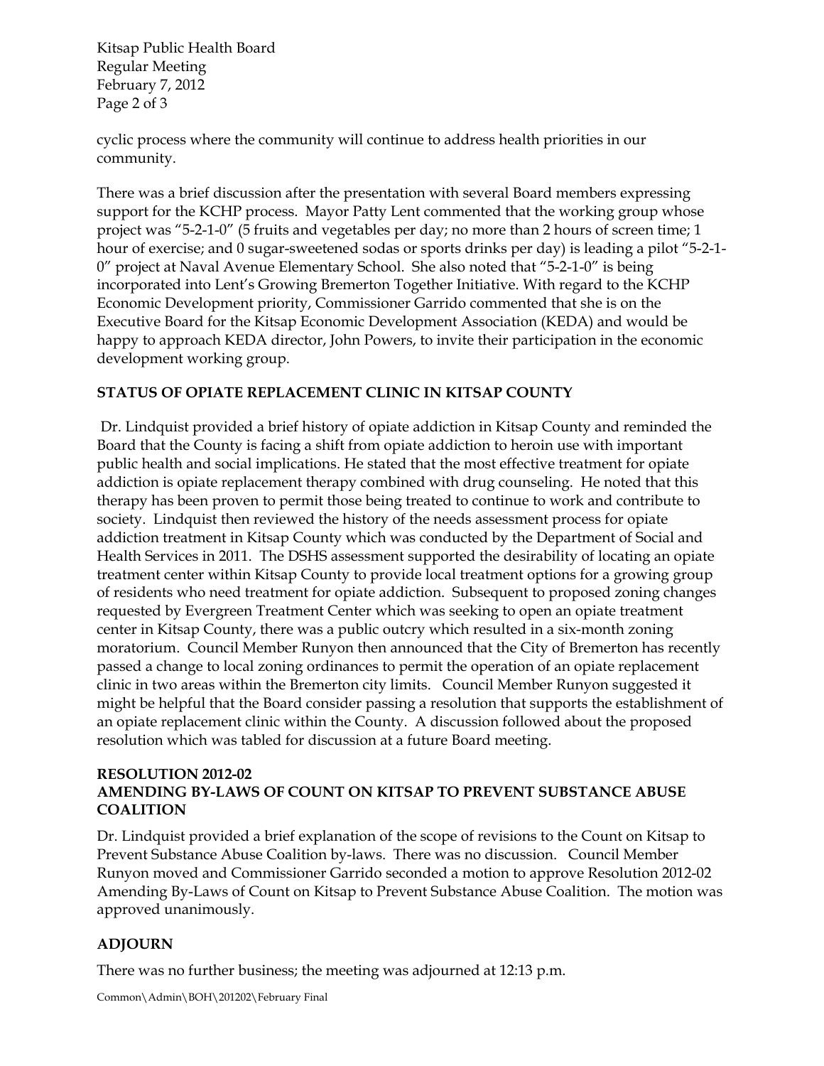cyclic process where the community will continue to address health priorities in our community.

There was a brief discussion after the presentation with several Board members expressing support for the KCHP process. Mayor Patty Lent commented that the working group whose project was "5-2-1-0" (5 fruits and vegetables per day; no more than 2 hours of screen time; 1 hour of exercise; and 0 sugar-sweetened sodas or sports drinks per day) is leading a pilot "5-2-1-0" project at Naval Avenue Elementary School. She also noted that "5-2-1-0" is being incorporated into Lent's Growing Bremerton Together Initiative. With regard to the KCHP Economic Development priority, Commissioner Garrido commented that she is on the Executive Board for the Kitsap Economic Development Association (KEDA) and would be happy to approach KEDA director, John Powers, to invite their participation in the economic development working group.

**STATUS OF OPIATE REPLACEMENT CLINIC IN KITSAP COUNTY**

Dr. Lindquist provided a brief history of opiate addiction in Kitsap County and reminded the Board that the County is facing a shift from opiate addiction to heroin use with important public health and social implications. He stated that the most effective treatment for opiate addiction is opiate replacement therapy combined with drug counseling. He noted that this therapy has been proven to permit those being treated to continue to work and contribute to society. Lindquist then reviewed the history of the needs assessment process for opiate addiction treatment in Kitsap County which was conducted by the Department of Social and Health Services in 2011. The DSHS assessment supported the desirability of locating an opiate treatment center within Kitsap County to provide local treatment options for a growing group of residents who need treatment for opiate addiction. Subsequent to proposed zoning changes requested by Evergreen Treatment Center which was seeking to open an opiate treatment center in Kitsap County, there was a public outcry which resulted in a six-month zoning moratorium. Council Member Runyon then announced that the City of Bremerton has recently passed a change to local zoning ordinances to permit the operation of an opiate replacement clinic in two areas within the Bremerton city limits. Council Member Runyon suggested it might be helpful that the Board consider passing a resolution that supports the establishment of an opiate replacement clinic within the County. A discussion followed about the proposed resolution which was tabled for discussion at a future Board meeting.

**RESOLUTION 2012-02**
**AMENDING BY-LAWS OF COUNT ON KITSAP TO PREVENT SUBSTANCE ABUSE COALITION**

Dr. Lindquist provided a brief explanation of the scope of revisions to the Count on Kitsap to Prevent Substance Abuse Coalition by-laws. There was no discussion. Council Member Runyon moved and Commissioner Garrido seconded a motion to approve Resolution 2012-02 Amending By-Laws of Count on Kitsap to Prevent Substance Abuse Coalition. The motion was approved unanimously.

**ADJOURN**

There was no further business; the meeting was adjourned at 12:13 p.m.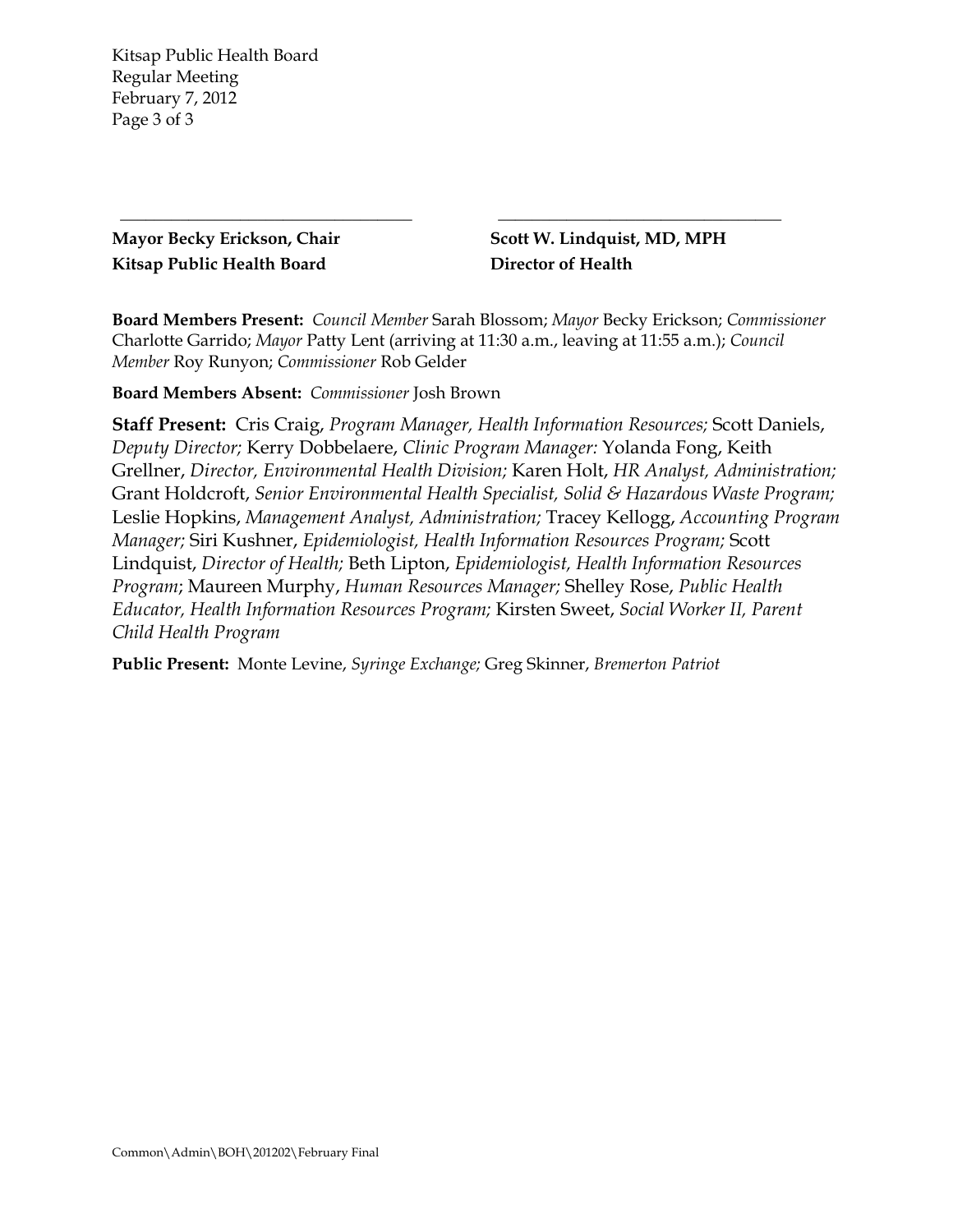\_\_\_\_\_\_\_\_\_\_\_\_\_\_\_\_\_\_\_\_\_\_\_\_\_\_\_\_\_\_\_\_\_\_ \_\_\_\_\_\_\_\_\_\_\_\_\_\_\_\_\_\_\_\_\_\_\_\_\_\_\_\_\_\_\_\_\_\_

| | |
|---|---|
| **Mayor Becky Erickson, Chair** | **Scott W. Lindquist, MD, MPH** |
| **Kitsap Public Health Board** | **Director of Health** |

**Board Members Present:** *Council Member* Sarah Blossom; *Mayor* Becky Erickson; *Commissioner* Charlotte Garrido; *Mayor* Patty Lent (arriving at 11:30 a.m., leaving at 11:55 a.m.); *Council Member* Roy Runyon; *Commissioner* Rob Gelder

**Board Members Absent:** *Commissioner* Josh Brown

**Staff Present:** Cris Craig, *Program Manager, Health Information Resources;* Scott Daniels, *Deputy Director;* Kerry Dobbelaere, *Clinic Program Manager:* Yolanda Fong, Keith Grellner, *Director, Environmental Health Division;* Karen Holt, *HR Analyst, Administration;* Grant Holdcroft, *Senior Environmental Health Specialist, Solid & Hazardous Waste Program;* Leslie Hopkins, *Management Analyst, Administration;* Tracey Kellogg, *Accounting Program Manager;* Siri Kushner, *Epidemiologist, Health Information Resources Program;* Scott Lindquist, *Director of Health;* Beth Lipton, *Epidemiologist, Health Information Resources Program*; Maureen Murphy, *Human Resources Manager;* Shelley Rose, *Public Health Educator, Health Information Resources Program;* Kirsten Sweet, *Social Worker II, Parent Child Health Program*

**Public Present:** Monte Levine, *Syringe Exchange;* Greg Skinner, *Bremerton Patriot*

Common\Admin\BOH\201202\February Final